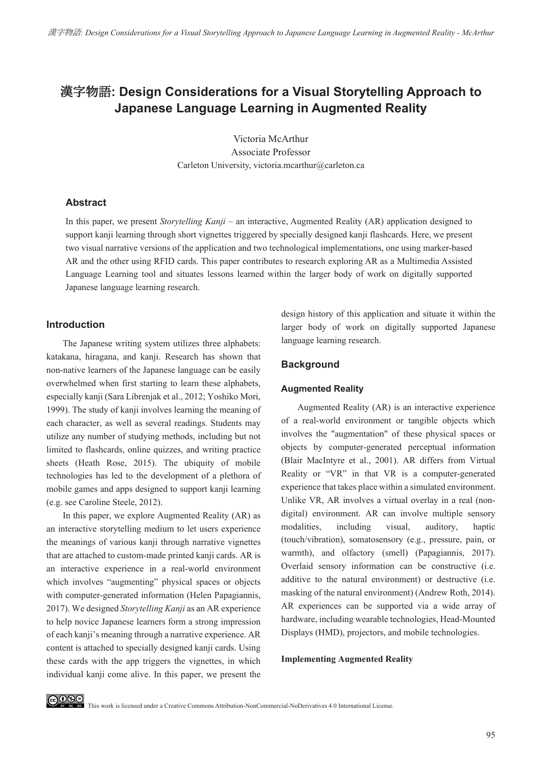# 漢字物語: Design Considerations for a Visual Storytelling Approach to Japanese Language Learning in Augmented Reality

Victoria McArthur
Associate Professor
Carleton University, victoria.mcarthur@carleton.ca

### Abstract

In this paper, we present *Storytelling Kanji* – an interactive, Augmented Reality (AR) application designed to support kanji learning through short vignettes triggered by specially designed kanji flashcards. Here, we present two visual narrative versions of the application and two technological implementations, one using marker-based AR and the other using RFID cards. This paper contributes to research exploring AR as a Multimedia Assisted Language Learning tool and situates lessons learned within the larger body of work on digitally supported Japanese language learning research.

## Introduction

The Japanese writing system utilizes three alphabets: katakana, hiragana, and kanji. Research has shown that non-native learners of the Japanese language can be easily overwhelmed when first starting to learn these alphabets, especially kanji (Sara Librenjak et al., 2012; Yoshiko Mori, 1999). The study of kanji involves learning the meaning of each character, as well as several readings. Students may utilize any number of studying methods, including but not limited to flashcards, online quizzes, and writing practice sheets (Heath Rose, 2015). The ubiquity of mobile technologies has led to the development of a plethora of mobile games and apps designed to support kanji learning (e.g. see Caroline Steele, 2012).

In this paper, we explore Augmented Reality (AR) as an interactive storytelling medium to let users experience the meanings of various kanji through narrative vignettes that are attached to custom-made printed kanji cards. AR is an interactive experience in a real-world environment which involves "augmenting" physical spaces or objects with computer-generated information (Helen Papagiannis, 2017). We designed *Storytelling Kanji* as an AR experience to help novice Japanese learners form a strong impression of each kanji's meaning through a narrative experience. AR content is attached to specially designed kanji cards. Using these cards with the app triggers the vignettes, in which individual kanji come alive. In this paper, we present the design history of this application and situate it within the larger body of work on digitally supported Japanese language learning research.

## Background

### Augmented Reality

Augmented Reality (AR) is an interactive experience of a real-world environment or tangible objects which involves the "augmentation" of these physical spaces or objects by computer-generated perceptual information (Blair MacIntyre et al., 2001). AR differs from Virtual Reality or "VR" in that VR is a computer-generated experience that takes place within a simulated environment. Unlike VR, AR involves a virtual overlay in a real (non-digital) environment. AR can involve multiple sensory modalities, including visual, auditory, haptic (touch/vibration), somatosensory (e.g., pressure, pain, or warmth), and olfactory (smell) (Papagiannis, 2017). Overlaid sensory information can be constructive (i.e. additive to the natural environment) or destructive (i.e. masking of the natural environment) (Andrew Roth, 2014). AR experiences can be supported via a wide array of hardware, including wearable technologies, Head-Mounted Displays (HMD), projectors, and mobile technologies.

#### Implementing Augmented Reality

This work is licensed under a Creative Commons Attribution-NonCommercial-NoDerivatives 4.0 International License.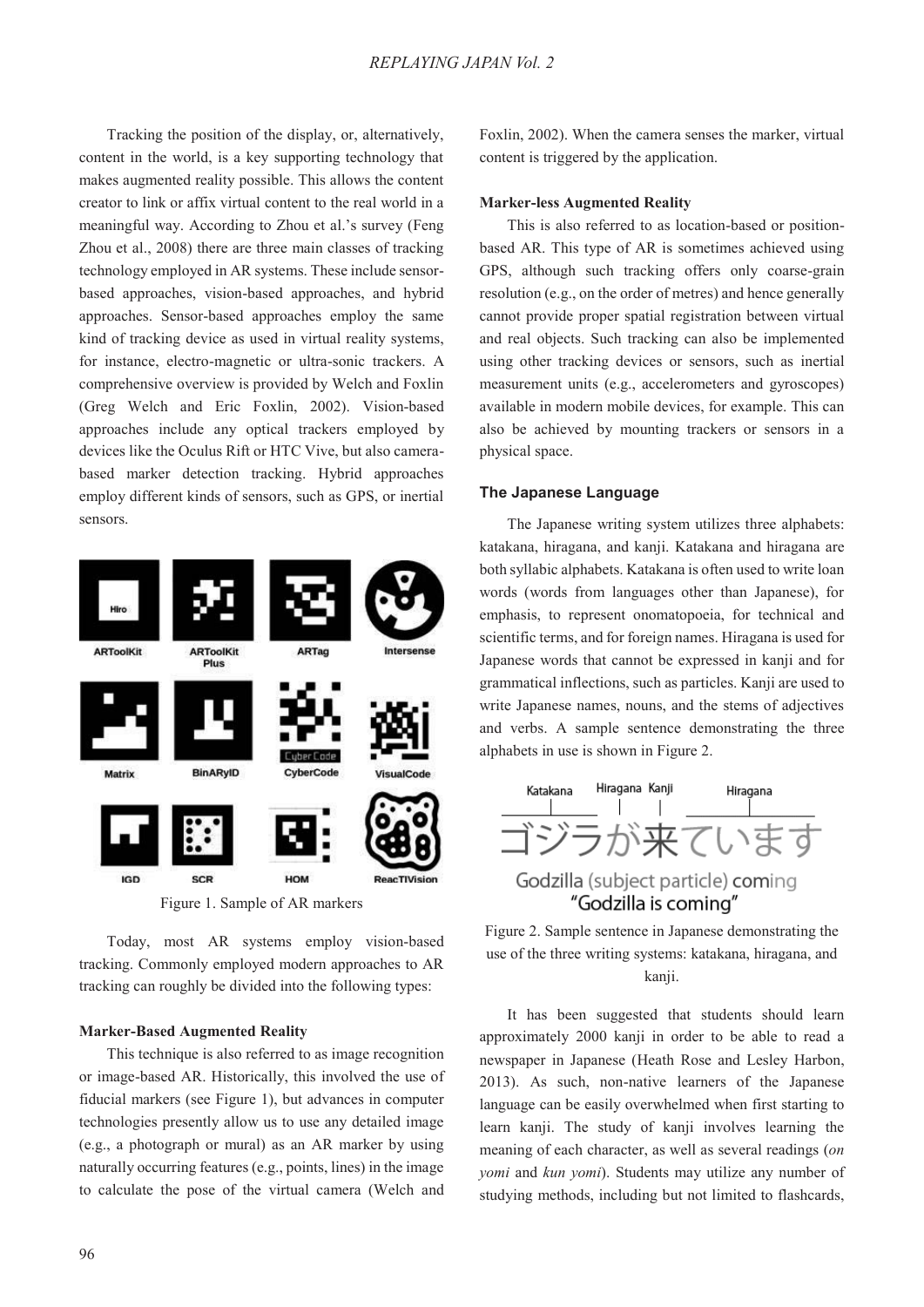Tracking the position of the display, or, alternatively, content in the world, is a key supporting technology that makes augmented reality possible. This allows the content creator to link or affix virtual content to the real world in a meaningful way. According to Zhou et al.'s survey (Feng Zhou et al., 2008) there are three main classes of tracking technology employed in AR systems. These include sensor-based approaches, vision-based approaches, and hybrid approaches. Sensor-based approaches employ the same kind of tracking device as used in virtual reality systems, for instance, electro-magnetic or ultra-sonic trackers. A comprehensive overview is provided by Welch and Foxlin (Greg Welch and Eric Foxlin, 2002). Vision-based approaches include any optical trackers employed by devices like the Oculus Rift or HTC Vive, but also camera-based marker detection tracking. Hybrid approaches employ different kinds of sensors, such as GPS, or inertial sensors.

Figure 1. Sample of AR markers

Today, most AR systems employ vision-based tracking. Commonly employed modern approaches to AR tracking can roughly be divided into the following types:

**Marker-Based Augmented Reality**

This technique is also referred to as image recognition or image-based AR. Historically, this involved the use of fiducial markers (see Figure 1), but advances in computer technologies presently allow us to use any detailed image (e.g., a photograph or mural) as an AR marker by using naturally occurring features (e.g., points, lines) in the image to calculate the pose of the virtual camera (Welch and Foxlin, 2002). When the camera senses the marker, virtual content is triggered by the application.

**Marker-less Augmented Reality**

This is also referred to as location-based or position-based AR. This type of AR is sometimes achieved using GPS, although such tracking offers only coarse-grain resolution (e.g., on the order of metres) and hence generally cannot provide proper spatial registration between virtual and real objects. Such tracking can also be implemented using other tracking devices or sensors, such as inertial measurement units (e.g., accelerometers and gyroscopes) available in modern mobile devices, for example. This can also be achieved by mounting trackers or sensors in a physical space.

**The Japanese Language**

The Japanese writing system utilizes three alphabets: katakana, hiragana, and kanji. Katakana and hiragana are both syllabic alphabets. Katakana is often used to write loan words (words from languages other than Japanese), for emphasis, to represent onomatopoeia, for technical and scientific terms, and for foreign names. Hiragana is used for Japanese words that cannot be expressed in kanji and for grammatical inflections, such as particles. Kanji are used to write Japanese names, nouns, and the stems of adjectives and verbs. A sample sentence demonstrating the three alphabets in use is shown in Figure 2.

Figure 2. Sample sentence in Japanese demonstrating the use of the three writing systems: katakana, hiragana, and kanji.

It has been suggested that students should learn approximately 2000 kanji in order to be able to read a newspaper in Japanese (Heath Rose and Lesley Harbon, 2013). As such, non-native learners of the Japanese language can be easily overwhelmed when first starting to learn kanji. The study of kanji involves learning the meaning of each character, as well as several readings (*on yomi* and *kun yomi*). Students may utilize any number of studying methods, including but not limited to flashcards,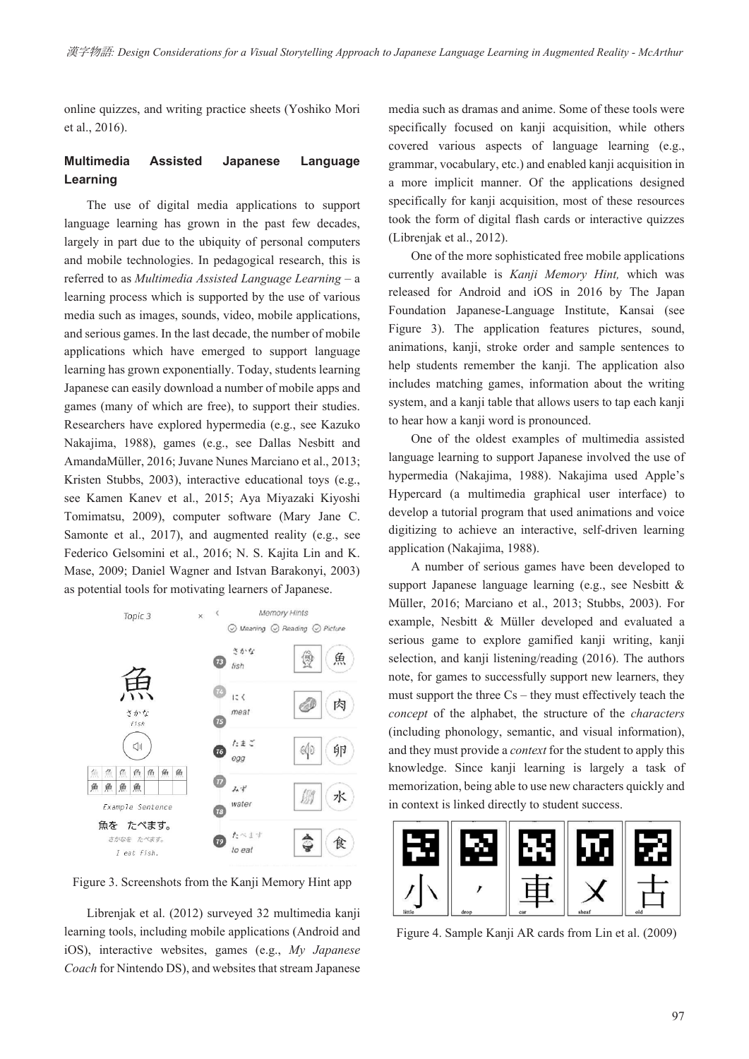online quizzes, and writing practice sheets (Yoshiko Mori et al., 2016).

### Multimedia Assisted Japanese Language Learning

The use of digital media applications to support language learning has grown in the past few decades, largely in part due to the ubiquity of personal computers and mobile technologies. In pedagogical research, this is referred to as *Multimedia Assisted Language Learning* – a learning process which is supported by the use of various media such as images, sounds, video, mobile applications, and serious games. In the last decade, the number of mobile applications which have emerged to support language learning has grown exponentially. Today, students learning Japanese can easily download a number of mobile apps and games (many of which are free), to support their studies. Researchers have explored hypermedia (e.g., see Kazuko Nakajima, 1988), games (e.g., see Dallas Nesbitt and AmandaMüller, 2016; Juvane Nunes Marciano et al., 2013; Kristen Stubbs, 2003), interactive educational toys (e.g., see Kamen Kanev et al., 2015; Aya Miyazaki Kiyoshi Tomimatsu, 2009), computer software (Mary Jane C. Samonte et al., 2017), and augmented reality (e.g., see Federico Gelsomini et al., 2016; N. S. Kajita Lin and K. Mase, 2009; Daniel Wagner and Istvan Barakonyi, 2003) as potential tools for motivating learners of Japanese.

Figure 3. Screenshots from the Kanji Memory Hint app

Librenjak et al. (2012) surveyed 32 multimedia kanji learning tools, including mobile applications (Android and iOS), interactive websites, games (e.g., *My Japanese Coach* for Nintendo DS), and websites that stream Japanese media such as dramas and anime. Some of these tools were specifically focused on kanji acquisition, while others covered various aspects of language learning (e.g., grammar, vocabulary, etc.) and enabled kanji acquisition in a more implicit manner. Of the applications designed specifically for kanji acquisition, most of these resources took the form of digital flash cards or interactive quizzes (Librenjak et al., 2012).

One of the more sophisticated free mobile applications currently available is *Kanji Memory Hint,* which was released for Android and iOS in 2016 by The Japan Foundation Japanese-Language Institute, Kansai (see Figure 3). The application features pictures, sound, animations, kanji, stroke order and sample sentences to help students remember the kanji. The application also includes matching games, information about the writing system, and a kanji table that allows users to tap each kanji to hear how a kanji word is pronounced.

One of the oldest examples of multimedia assisted language learning to support Japanese involved the use of hypermedia (Nakajima, 1988). Nakajima used Apple's Hypercard (a multimedia graphical user interface) to develop a tutorial program that used animations and voice digitizing to achieve an interactive, self-driven learning application (Nakajima, 1988).

A number of serious games have been developed to support Japanese language learning (e.g., see Nesbitt & Müller, 2016; Marciano et al., 2013; Stubbs, 2003). For example, Nesbitt & Müller developed and evaluated a serious game to explore gamified kanji writing, kanji selection, and kanji listening/reading (2016). The authors note, for games to successfully support new learners, they must support the three Cs – they must effectively teach the *concept* of the alphabet, the structure of the *characters* (including phonology, semantic, and visual information), and they must provide a *context* for the student to apply this knowledge. Since kanji learning is largely a task of memorization, being able to use new characters quickly and in context is linked directly to student success.

Figure 4. Sample Kanji AR cards from Lin et al. (2009)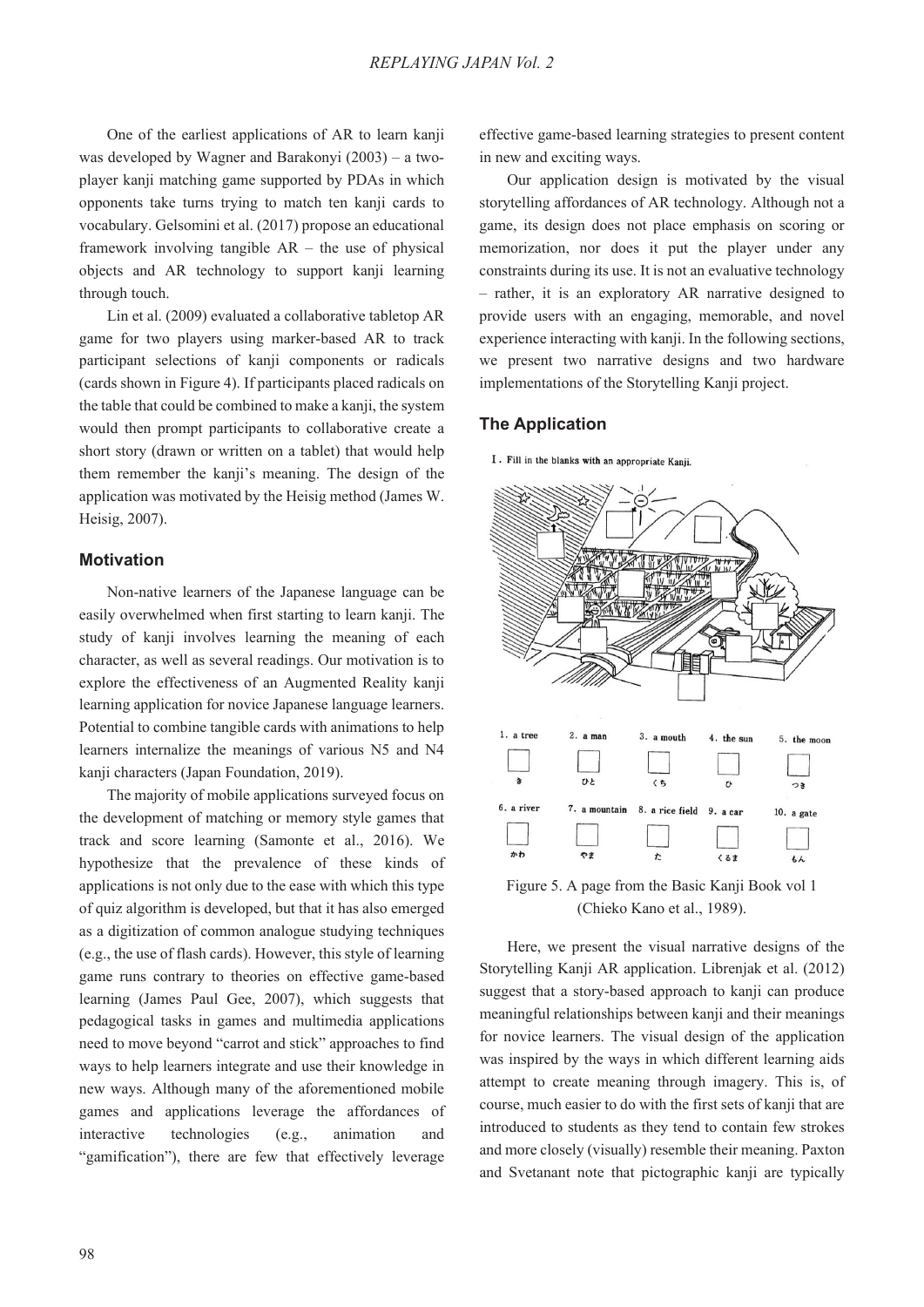One of the earliest applications of AR to learn kanji was developed by Wagner and Barakonyi (2003) – a two-player kanji matching game supported by PDAs in which opponents take turns trying to match ten kanji cards to vocabulary. Gelsomini et al. (2017) propose an educational framework involving tangible AR – the use of physical objects and AR technology to support kanji learning through touch.

Lin et al. (2009) evaluated a collaborative tabletop AR game for two players using marker-based AR to track participant selections of kanji components or radicals (cards shown in Figure 4). If participants placed radicals on the table that could be combined to make a kanji, the system would then prompt participants to collaborative create a short story (drawn or written on a tablet) that would help them remember the kanji's meaning. The design of the application was motivated by the Heisig method (James W. Heisig, 2007).

## Motivation

Non-native learners of the Japanese language can be easily overwhelmed when first starting to learn kanji. The study of kanji involves learning the meaning of each character, as well as several readings. Our motivation is to explore the effectiveness of an Augmented Reality kanji learning application for novice Japanese language learners. Potential to combine tangible cards with animations to help learners internalize the meanings of various N5 and N4 kanji characters (Japan Foundation, 2019).

The majority of mobile applications surveyed focus on the development of matching or memory style games that track and score learning (Samonte et al., 2016). We hypothesize that the prevalence of these kinds of applications is not only due to the ease with which this type of quiz algorithm is developed, but that it has also emerged as a digitization of common analogue studying techniques (e.g., the use of flash cards). However, this style of learning game runs contrary to theories on effective game-based learning (James Paul Gee, 2007), which suggests that pedagogical tasks in games and multimedia applications need to move beyond "carrot and stick" approaches to find ways to help learners integrate and use their knowledge in new ways. Although many of the aforementioned mobile games and applications leverage the affordances of interactive technologies (e.g., animation and "gamification"), there are few that effectively leverage effective game-based learning strategies to present content in new and exciting ways.

Our application design is motivated by the visual storytelling affordances of AR technology. Although not a game, its design does not place emphasis on scoring or memorization, nor does it put the player under any constraints during its use. It is not an evaluative technology – rather, it is an exploratory AR narrative designed to provide users with an engaging, memorable, and novel experience interacting with kanji. In the following sections, we present two narrative designs and two hardware implementations of the Storytelling Kanji project.

## The Application

I. Fill in the blanks with an appropriate Kanji.

| 1. a tree | 2. a man | 3. a mouth | 4. the sun | 5. the moon |
| --- | --- | --- | --- | --- |
| き | ひと | くち | ひ | つき |
| **6. a river** | **7. a mountain** | **8. a rice field** | **9. a car** | **10. a gate** |
| かわ | やま | た | くるま | もん |

Figure 5. A page from the Basic Kanji Book vol 1 (Chieko Kano et al., 1989).

Here, we present the visual narrative designs of the Storytelling Kanji AR application. Librenjak et al. (2012) suggest that a story-based approach to kanji can produce meaningful relationships between kanji and their meanings for novice learners. The visual design of the application was inspired by the ways in which different learning aids attempt to create meaning through imagery. This is, of course, much easier to do with the first sets of kanji that are introduced to students as they tend to contain few strokes and more closely (visually) resemble their meaning. Paxton and Svetanant note that pictographic kanji are typically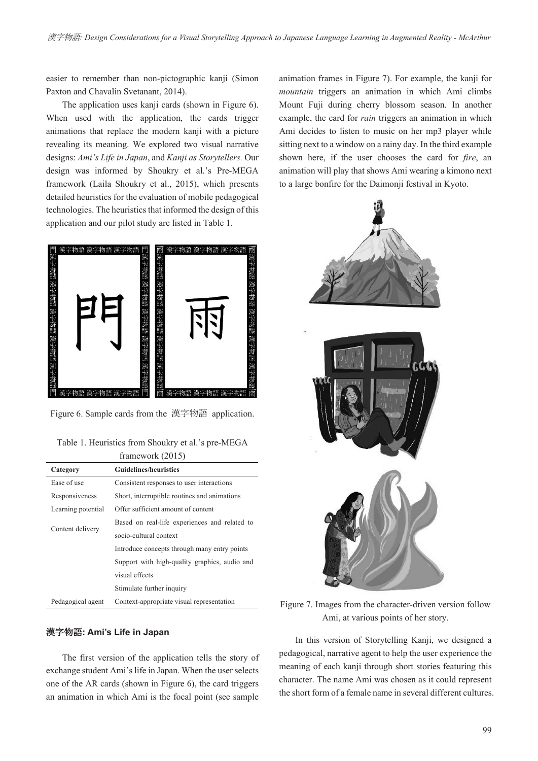easier to remember than non-pictographic kanji (Simon Paxton and Chavalin Svetanant, 2014).

The application uses kanji cards (shown in Figure 6). When used with the application, the cards trigger animations that replace the modern kanji with a picture revealing its meaning. We explored two visual narrative designs: *Ami's Life in Japan*, and *Kanji as Storytellers.* Our design was informed by Shoukry et al.'s Pre-MEGA framework (Laila Shoukry et al., 2015), which presents detailed heuristics for the evaluation of mobile pedagogical technologies. The heuristics that informed the design of this application and our pilot study are listed in Table 1.

Figure 6. Sample cards from the 漢字物語 application.

Table 1. Heuristics from Shoukry et al.'s pre-MEGA framework (2015)

| Category | Guidelines/heuristics |
|---|---|
| Ease of use | Consistent responses to user interactions |
| Responsiveness | Short, interruptible routines and animations |
| Learning potential | Offer sufficient amount of content |
| Content delivery | Based on real-life experiences and related to socio-cultural context |
| | Introduce concepts through many entry points |
| | Support with high-quality graphics, audio and visual effects |
| | Stimulate further inquiry |
| Pedagogical agent | Context-appropriate visual representation |

### 漢字物語: Ami's Life in Japan

The first version of the application tells the story of exchange student Ami's life in Japan. When the user selects one of the AR cards (shown in Figure 6), the card triggers an animation in which Ami is the focal point (see sample animation frames in Figure 7). For example, the kanji for *mountain* triggers an animation in which Ami climbs Mount Fuji during cherry blossom season. In another example, the card for *rain* triggers an animation in which Ami decides to listen to music on her mp3 player while sitting next to a window on a rainy day. In the third example shown here, if the user chooses the card for *fire*, an animation will play that shows Ami wearing a kimono next to a large bonfire for the Daimonji festival in Kyoto.

Figure 7. Images from the character-driven version follow Ami, at various points of her story.

In this version of Storytelling Kanji, we designed a pedagogical, narrative agent to help the user experience the meaning of each kanji through short stories featuring this character. The name Ami was chosen as it could represent the short form of a female name in several different cultures.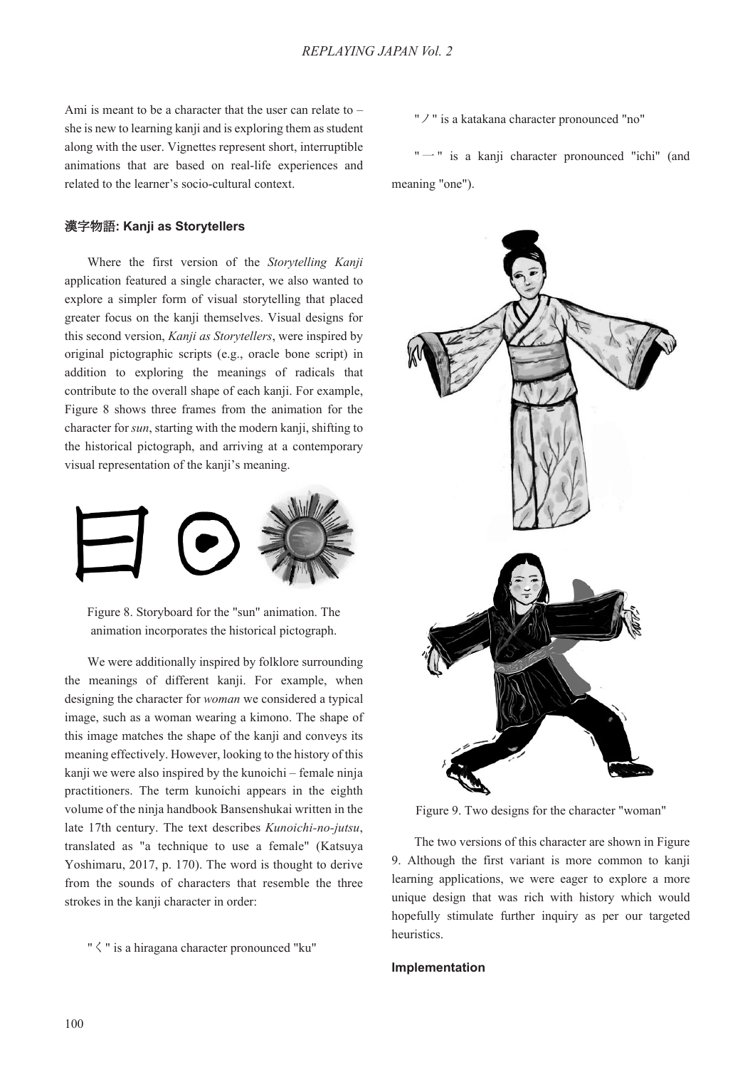Ami is meant to be a character that the user can relate to – she is new to learning kanji and is exploring them as student along with the user. Vignettes represent short, interruptible animations that are based on real-life experiences and related to the learner's socio-cultural context.

### 漢字物語: Kanji as Storytellers

Where the first version of the *Storytelling Kanji* application featured a single character, we also wanted to explore a simpler form of visual storytelling that placed greater focus on the kanji themselves. Visual designs for this second version, *Kanji as Storytellers*, were inspired by original pictographic scripts (e.g., oracle bone script) in addition to exploring the meanings of radicals that contribute to the overall shape of each kanji. For example, Figure 8 shows three frames from the animation for the character for *sun*, starting with the modern kanji, shifting to the historical pictograph, and arriving at a contemporary visual representation of the kanji's meaning.

Figure 8. Storyboard for the "sun" animation. The animation incorporates the historical pictograph.

We were additionally inspired by folklore surrounding the meanings of different kanji. For example, when designing the character for *woman* we considered a typical image, such as a woman wearing a kimono. The shape of this image matches the shape of the kanji and conveys its meaning effectively. However, looking to the history of this kanji we were also inspired by the kunoichi – female ninja practitioners. The term kunoichi appears in the eighth volume of the ninja handbook Bansenshukai written in the late 17th century. The text describes *Kunoichi-no-jutsu*, translated as "a technique to use a female" (Katsuya Yoshimaru, 2017, p. 170). The word is thought to derive from the sounds of characters that resemble the three strokes in the kanji character in order:

"く" is a hiragana character pronounced "ku"

"ノ" is a katakana character pronounced "no"

"一" is a kanji character pronounced "ichi" (and meaning "one").

Figure 9. Two designs for the character "woman"

The two versions of this character are shown in Figure 9. Although the first variant is more common to kanji learning applications, we were eager to explore a more unique design that was rich with history which would hopefully stimulate further inquiry as per our targeted heuristics.

### Implementation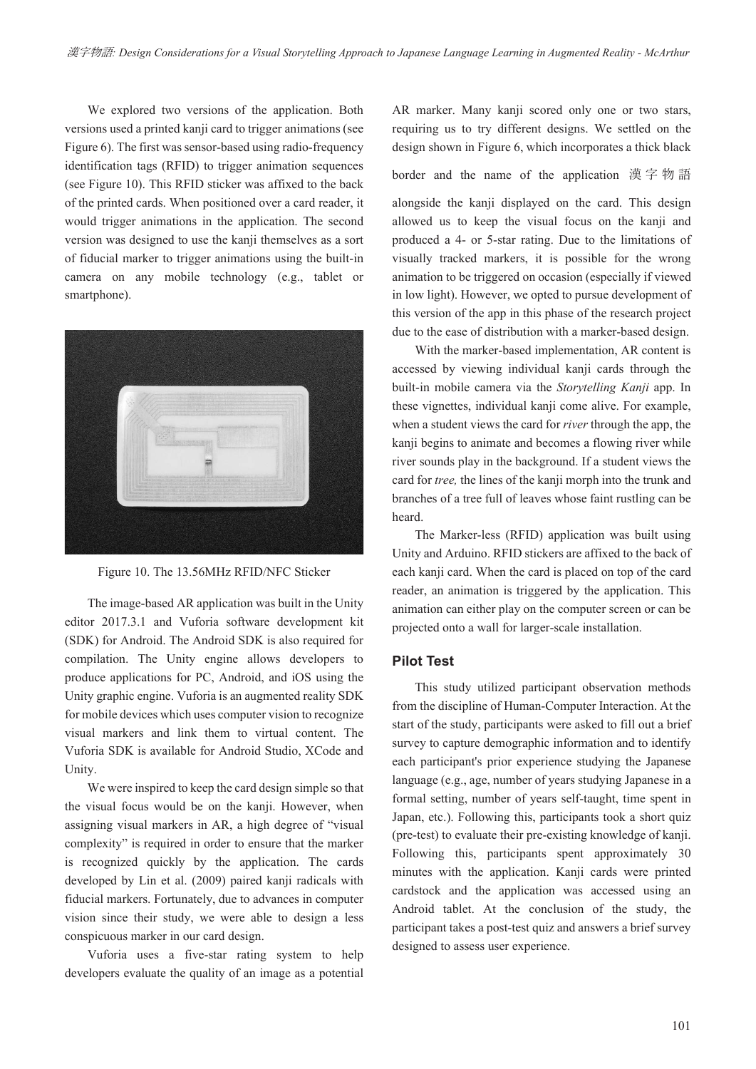We explored two versions of the application. Both versions used a printed kanji card to trigger animations (see Figure 6). The first was sensor-based using radio-frequency identification tags (RFID) to trigger animation sequences (see Figure 10). This RFID sticker was affixed to the back of the printed cards. When positioned over a card reader, it would trigger animations in the application. The second version was designed to use the kanji themselves as a sort of fiducial marker to trigger animations using the built-in camera on any mobile technology (e.g., tablet or smartphone).

Figure 10. The 13.56MHz RFID/NFC Sticker

The image-based AR application was built in the Unity editor 2017.3.1 and Vuforia software development kit (SDK) for Android. The Android SDK is also required for compilation. The Unity engine allows developers to produce applications for PC, Android, and iOS using the Unity graphic engine. Vuforia is an augmented reality SDK for mobile devices which uses computer vision to recognize visual markers and link them to virtual content. The Vuforia SDK is available for Android Studio, XCode and Unity.

We were inspired to keep the card design simple so that the visual focus would be on the kanji. However, when assigning visual markers in AR, a high degree of "visual complexity" is required in order to ensure that the marker is recognized quickly by the application. The cards developed by Lin et al. (2009) paired kanji radicals with fiducial markers. Fortunately, due to advances in computer vision since their study, we were able to design a less conspicuous marker in our card design.

Vuforia uses a five-star rating system to help developers evaluate the quality of an image as a potential AR marker. Many kanji scored only one or two stars, requiring us to try different designs. We settled on the design shown in Figure 6, which incorporates a thick black border and the name of the application 漢字物語 alongside the kanji displayed on the card. This design allowed us to keep the visual focus on the kanji and produced a 4- or 5-star rating. Due to the limitations of visually tracked markers, it is possible for the wrong animation to be triggered on occasion (especially if viewed in low light). However, we opted to pursue development of this version of the app in this phase of the research project due to the ease of distribution with a marker-based design.

With the marker-based implementation, AR content is accessed by viewing individual kanji cards through the built-in mobile camera via the *Storytelling Kanji* app. In these vignettes, individual kanji come alive. For example, when a student views the card for *river* through the app, the kanji begins to animate and becomes a flowing river while river sounds play in the background. If a student views the card for *tree,* the lines of the kanji morph into the trunk and branches of a tree full of leaves whose faint rustling can be heard.

The Marker-less (RFID) application was built using Unity and Arduino. RFID stickers are affixed to the back of each kanji card. When the card is placed on top of the card reader, an animation is triggered by the application. This animation can either play on the computer screen or can be projected onto a wall for larger-scale installation.

### Pilot Test

This study utilized participant observation methods from the discipline of Human-Computer Interaction. At the start of the study, participants were asked to fill out a brief survey to capture demographic information and to identify each participant's prior experience studying the Japanese language (e.g., age, number of years studying Japanese in a formal setting, number of years self-taught, time spent in Japan, etc.). Following this, participants took a short quiz (pre-test) to evaluate their pre-existing knowledge of kanji. Following this, participants spent approximately 30 minutes with the application. Kanji cards were printed cardstock and the application was accessed using an Android tablet. At the conclusion of the study, the participant takes a post-test quiz and answers a brief survey designed to assess user experience.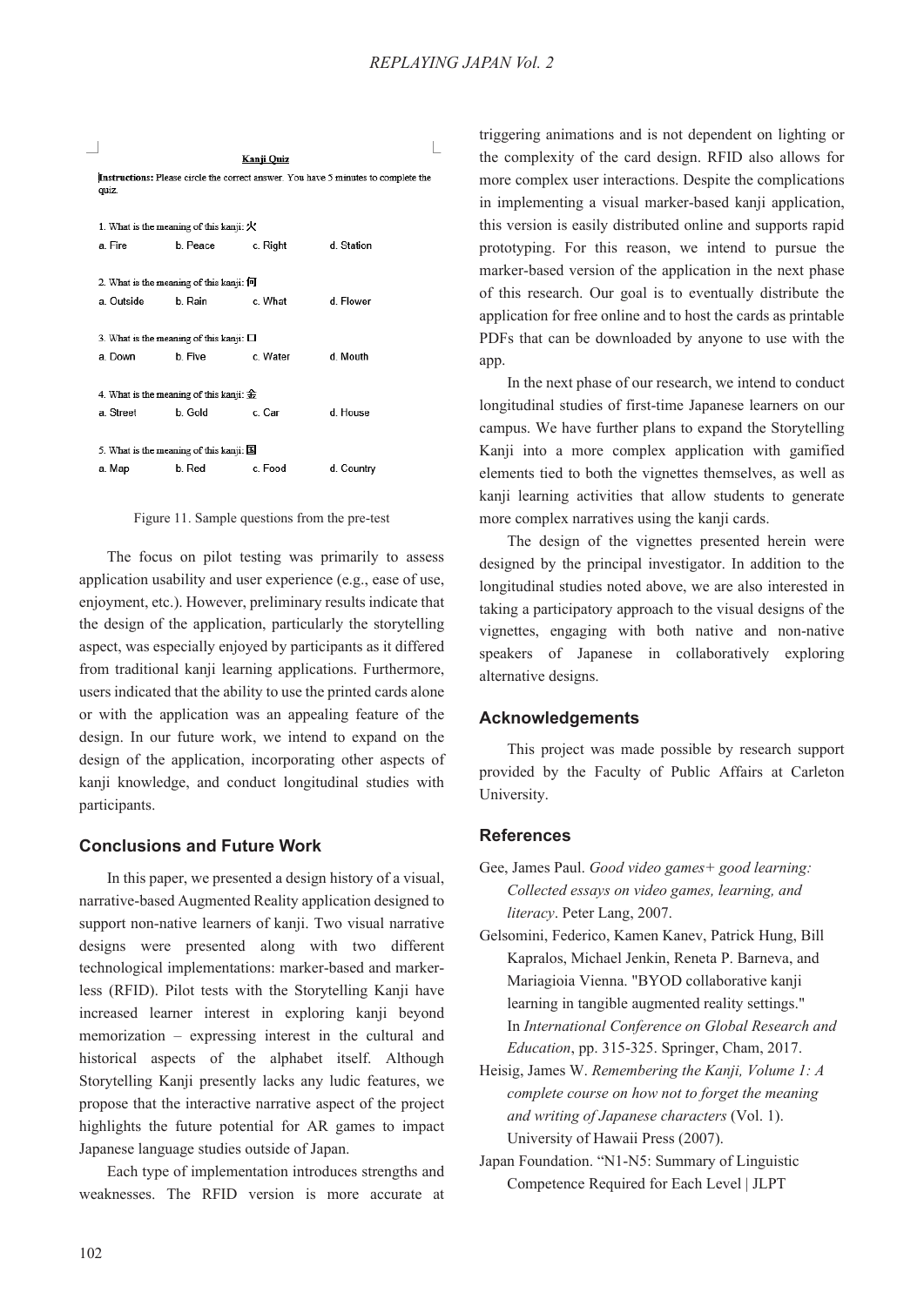**Kanji Quiz**

**Instructions:** Please circle the correct answer. You have 5 minutes to complete the quiz.

1. What is the meaning of this kanji: 火

a. Fire　b. Peace　c. Right　d. Station

2. What is the meaning of this kanji: 何

a. Outside　b. Rain　c. What　d. Flower

3. What is the meaning of this kanji: 口

a. Down　b. Five　c. Water　d. Mouth

4. What is the meaning of this kanji: 金

a. Street　b. Gold　c. Car　d. House

5. What is the meaning of this kanji: 国

a. Map　b. Red　c. Food　d. Country

Figure 11. Sample questions from the pre-test

The focus on pilot testing was primarily to assess application usability and user experience (e.g., ease of use, enjoyment, etc.). However, preliminary results indicate that the design of the application, particularly the storytelling aspect, was especially enjoyed by participants as it differed from traditional kanji learning applications. Furthermore, users indicated that the ability to use the printed cards alone or with the application was an appealing feature of the design. In our future work, we intend to expand on the design of the application, incorporating other aspects of kanji knowledge, and conduct longitudinal studies with participants.

## Conclusions and Future Work

In this paper, we presented a design history of a visual, narrative-based Augmented Reality application designed to support non-native learners of kanji. Two visual narrative designs were presented along with two different technological implementations: marker-based and marker-less (RFID). Pilot tests with the Storytelling Kanji have increased learner interest in exploring kanji beyond memorization – expressing interest in the cultural and historical aspects of the alphabet itself. Although Storytelling Kanji presently lacks any ludic features, we propose that the interactive narrative aspect of the project highlights the future potential for AR games to impact Japanese language studies outside of Japan.

Each type of implementation introduces strengths and weaknesses. The RFID version is more accurate at triggering animations and is not dependent on lighting or the complexity of the card design. RFID also allows for more complex user interactions. Despite the complications in implementing a visual marker-based kanji application, this version is easily distributed online and supports rapid prototyping. For this reason, we intend to pursue the marker-based version of the application in the next phase of this research. Our goal is to eventually distribute the application for free online and to host the cards as printable PDFs that can be downloaded by anyone to use with the app.

In the next phase of our research, we intend to conduct longitudinal studies of first-time Japanese learners on our campus. We have further plans to expand the Storytelling Kanji into a more complex application with gamified elements tied to both the vignettes themselves, as well as kanji learning activities that allow students to generate more complex narratives using the kanji cards.

The design of the vignettes presented herein were designed by the principal investigator. In addition to the longitudinal studies noted above, we are also interested in taking a participatory approach to the visual designs of the vignettes, engaging with both native and non-native speakers of Japanese in collaboratively exploring alternative designs.

## Acknowledgements

This project was made possible by research support provided by the Faculty of Public Affairs at Carleton University.

## References

Gee, James Paul. *Good video games+ good learning: Collected essays on video games, learning, and literacy*. Peter Lang, 2007.

Gelsomini, Federico, Kamen Kanev, Patrick Hung, Bill Kapralos, Michael Jenkin, Reneta P. Barneva, and Mariagioia Vienna. "BYOD collaborative kanji learning in tangible augmented reality settings." In *International Conference on Global Research and Education*, pp. 315-325. Springer, Cham, 2017.

Heisig, James W. *Remembering the Kanji, Volume 1: A complete course on how not to forget the meaning and writing of Japanese characters* (Vol. 1). University of Hawaii Press (2007).

Japan Foundation. "N1-N5: Summary of Linguistic Competence Required for Each Level | JLPT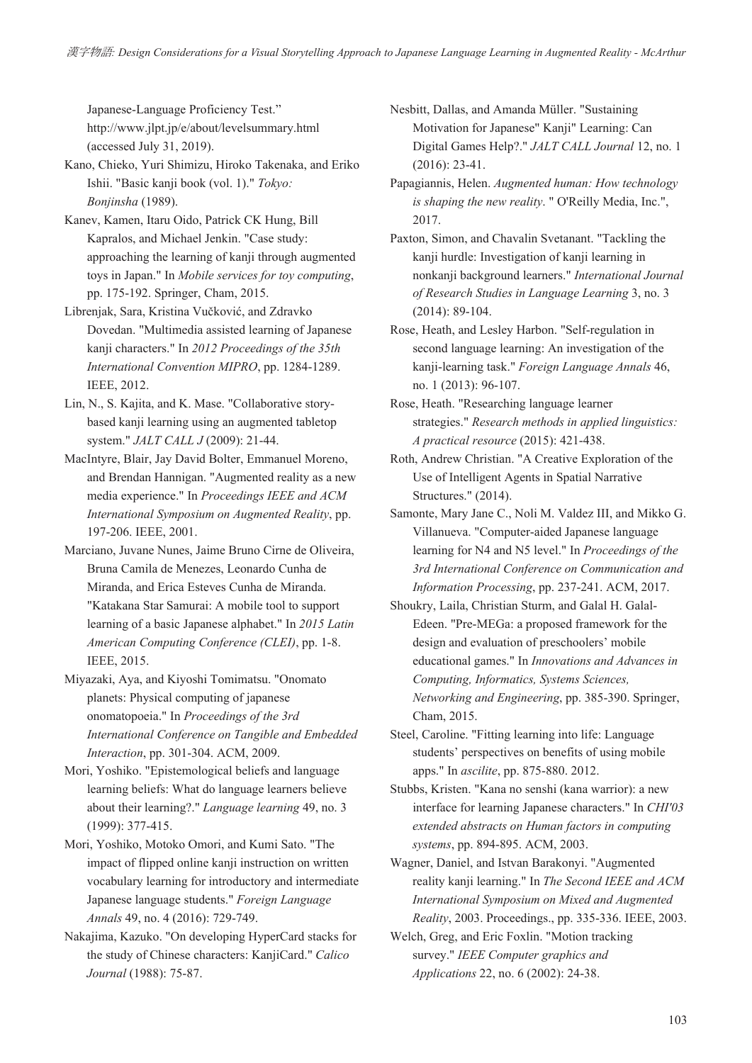Japanese-Language Proficiency Test." http://www.jlpt.jp/e/about/levelsummary.html (accessed July 31, 2019).

Kano, Chieko, Yuri Shimizu, Hiroko Takenaka, and Eriko Ishii. "Basic kanji book (vol. 1)." *Tokyo: Bonjinsha* (1989).

Kanev, Kamen, Itaru Oido, Patrick CK Hung, Bill Kapralos, and Michael Jenkin. "Case study: approaching the learning of kanji through augmented toys in Japan." In *Mobile services for toy computing*, pp. 175-192. Springer, Cham, 2015.

Librenjak, Sara, Kristina Vučković, and Zdravko Dovedan. "Multimedia assisted learning of Japanese kanji characters." In *2012 Proceedings of the 35th International Convention MIPRO*, pp. 1284-1289. IEEE, 2012.

Lin, N., S. Kajita, and K. Mase. "Collaborative story-based kanji learning using an augmented tabletop system." *JALT CALL J* (2009): 21-44.

MacIntyre, Blair, Jay David Bolter, Emmanuel Moreno, and Brendan Hannigan. "Augmented reality as a new media experience." In *Proceedings IEEE and ACM International Symposium on Augmented Reality*, pp. 197-206. IEEE, 2001.

Marciano, Juvane Nunes, Jaime Bruno Cirne de Oliveira, Bruna Camila de Menezes, Leonardo Cunha de Miranda, and Erica Esteves Cunha de Miranda. "Katakana Star Samurai: A mobile tool to support learning of a basic Japanese alphabet." In *2015 Latin American Computing Conference (CLEI)*, pp. 1-8. IEEE, 2015.

Miyazaki, Aya, and Kiyoshi Tomimatsu. "Onomato planets: Physical computing of japanese onomatopoeia." In *Proceedings of the 3rd International Conference on Tangible and Embedded Interaction*, pp. 301-304. ACM, 2009.

Mori, Yoshiko. "Epistemological beliefs and language learning beliefs: What do language learners believe about their learning?." *Language learning* 49, no. 3 (1999): 377-415.

Mori, Yoshiko, Motoko Omori, and Kumi Sato. "The impact of flipped online kanji instruction on written vocabulary learning for introductory and intermediate Japanese language students." *Foreign Language Annals* 49, no. 4 (2016): 729-749.

Nakajima, Kazuko. "On developing HyperCard stacks for the study of Chinese characters: KanjiCard." *Calico Journal* (1988): 75-87.

Nesbitt, Dallas, and Amanda Müller. "Sustaining Motivation for Japanese" Kanji" Learning: Can Digital Games Help?." *JALT CALL Journal* 12, no. 1 (2016): 23-41.

Papagiannis, Helen. *Augmented human: How technology is shaping the new reality*. " O'Reilly Media, Inc.", 2017.

Paxton, Simon, and Chavalin Svetanant. "Tackling the kanji hurdle: Investigation of kanji learning in nonkanji background learners." *International Journal of Research Studies in Language Learning* 3, no. 3 (2014): 89-104.

Rose, Heath, and Lesley Harbon. "Self-regulation in second language learning: An investigation of the kanji-learning task." *Foreign Language Annals* 46, no. 1 (2013): 96-107.

Rose, Heath. "Researching language learner strategies." *Research methods in applied linguistics: A practical resource* (2015): 421-438.

Roth, Andrew Christian. "A Creative Exploration of the Use of Intelligent Agents in Spatial Narrative Structures." (2014).

Samonte, Mary Jane C., Noli M. Valdez III, and Mikko G. Villanueva. "Computer-aided Japanese language learning for N4 and N5 level." In *Proceedings of the 3rd International Conference on Communication and Information Processing*, pp. 237-241. ACM, 2017.

Shoukry, Laila, Christian Sturm, and Galal H. Galal-Edeen. "Pre-MEGa: a proposed framework for the design and evaluation of preschoolers' mobile educational games." In *Innovations and Advances in Computing, Informatics, Systems Sciences, Networking and Engineering*, pp. 385-390. Springer, Cham, 2015.

Steel, Caroline. "Fitting learning into life: Language students' perspectives on benefits of using mobile apps." In *ascilite*, pp. 875-880. 2012.

Stubbs, Kristen. "Kana no senshi (kana warrior): a new interface for learning Japanese characters." In *CHI'03 extended abstracts on Human factors in computing systems*, pp. 894-895. ACM, 2003.

Wagner, Daniel, and Istvan Barakonyi. "Augmented reality kanji learning." In *The Second IEEE and ACM International Symposium on Mixed and Augmented Reality*, 2003. Proceedings., pp. 335-336. IEEE, 2003.

Welch, Greg, and Eric Foxlin. "Motion tracking survey." *IEEE Computer graphics and Applications* 22, no. 6 (2002): 24-38.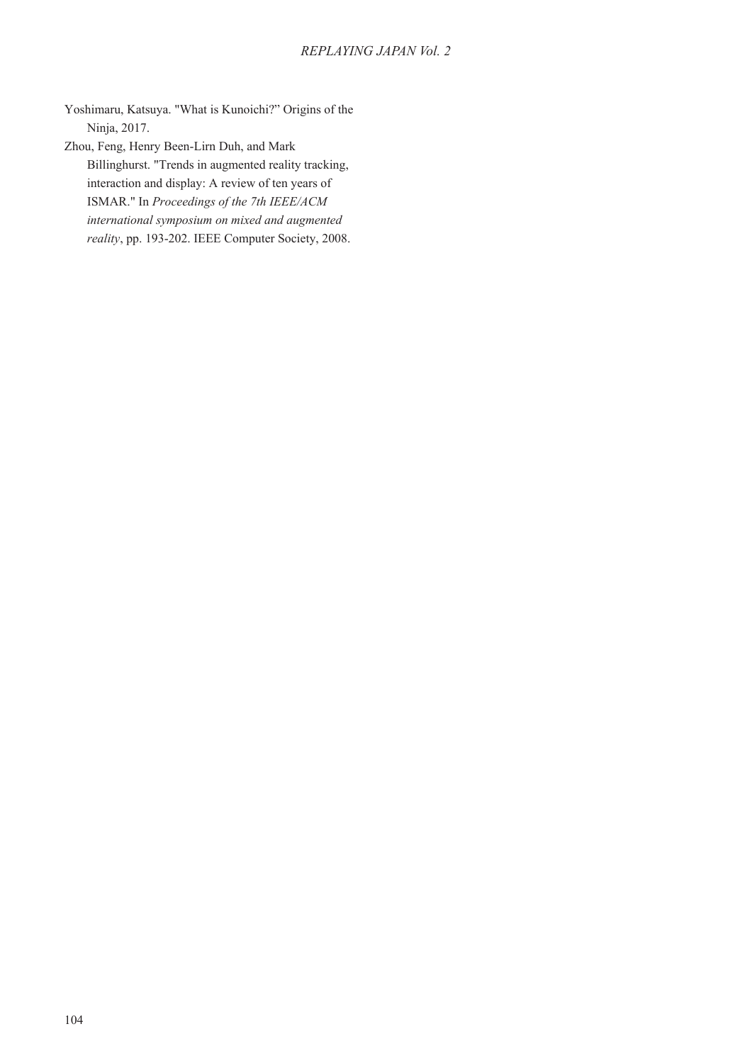Yoshimaru, Katsuya. "What is Kunoichi?" Origins of the Ninja, 2017.

Zhou, Feng, Henry Been-Lirn Duh, and Mark Billinghurst. "Trends in augmented reality tracking, interaction and display: A review of ten years of ISMAR." In *Proceedings of the 7th IEEE/ACM international symposium on mixed and augmented reality*, pp. 193-202. IEEE Computer Society, 2008.